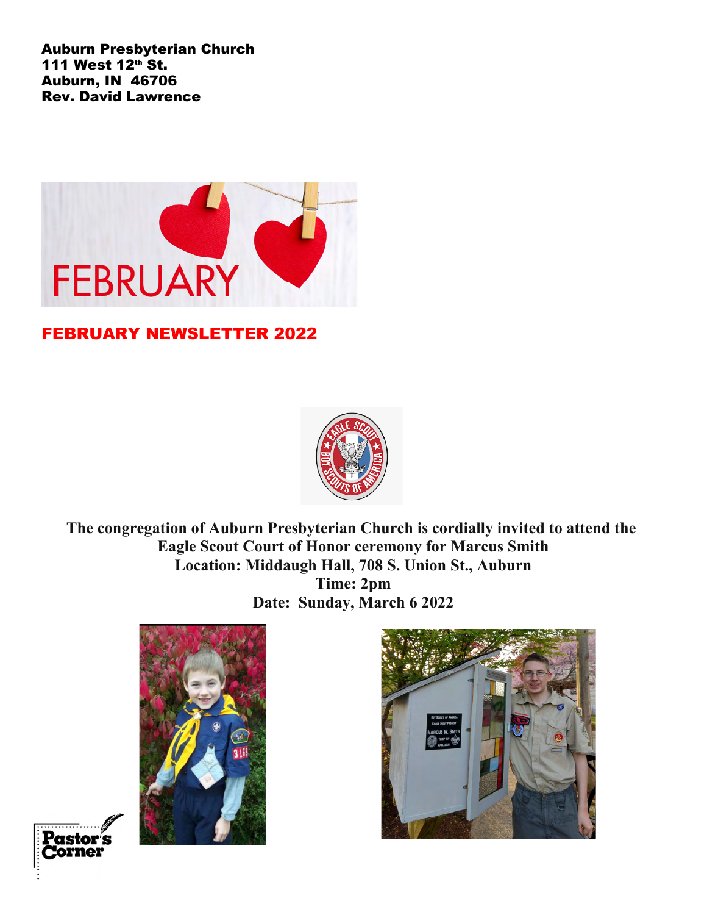**Auburn Presbyterian Church**
**111 West 12th St.**
**Auburn, IN 46706**
**Rev. David Lawrence**

FEBRUARY

## FEBRUARY NEWSLETTER 2022

**The congregation of Auburn Presbyterian Church is cordially invited to attend the Eagle Scout Court of Honor ceremony for Marcus Smith**
**Location: Middaugh Hall, 708 S. Union St., Auburn**
**Time: 2pm**
**Date: Sunday, March 6 2022**

Pastor's Corner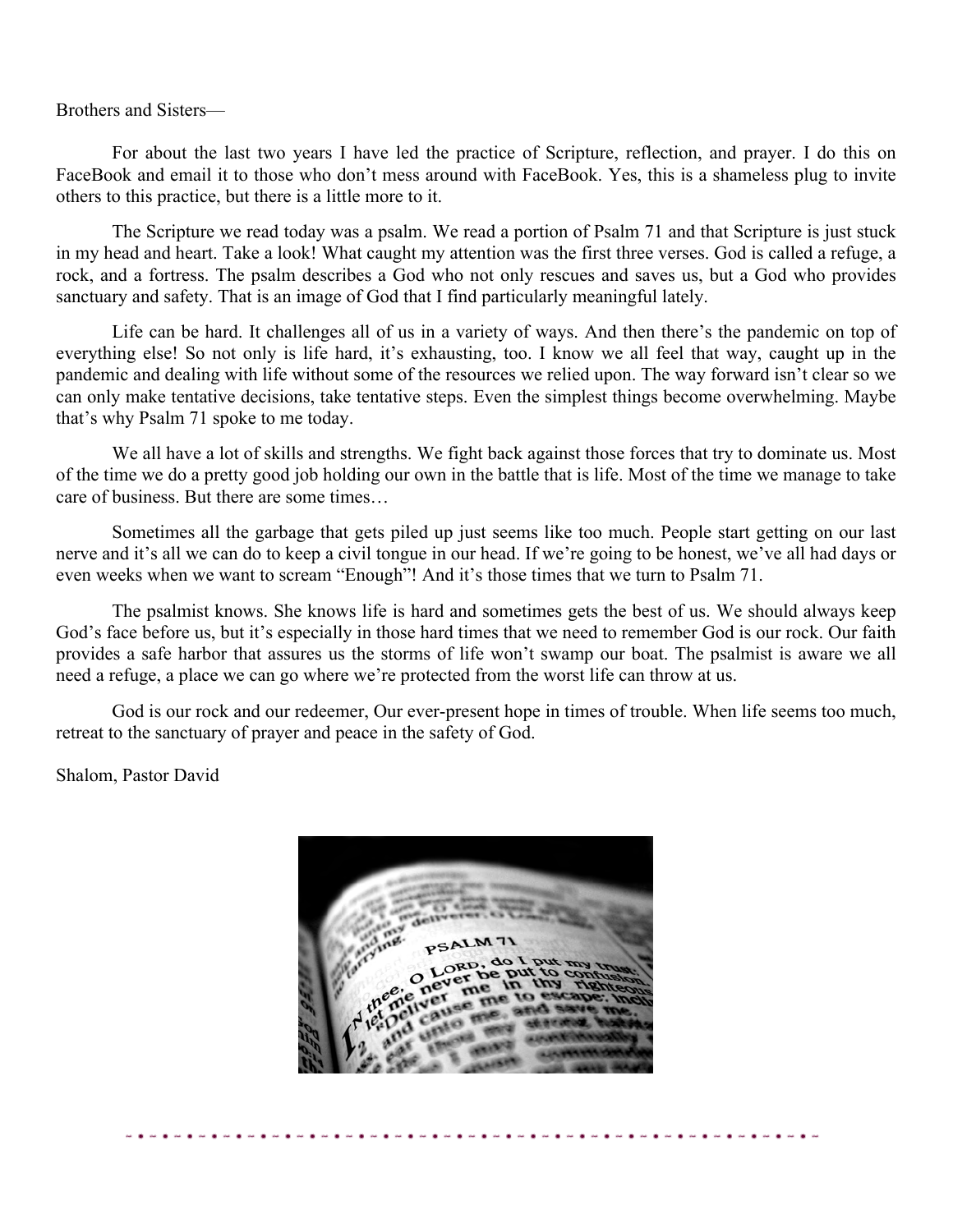Brothers and Sisters—

For about the last two years I have led the practice of Scripture, reflection, and prayer. I do this on FaceBook and email it to those who don't mess around with FaceBook. Yes, this is a shameless plug to invite others to this practice, but there is a little more to it.

The Scripture we read today was a psalm. We read a portion of Psalm 71 and that Scripture is just stuck in my head and heart. Take a look! What caught my attention was the first three verses. God is called a refuge, a rock, and a fortress. The psalm describes a God who not only rescues and saves us, but a God who provides sanctuary and safety. That is an image of God that I find particularly meaningful lately.

Life can be hard. It challenges all of us in a variety of ways. And then there's the pandemic on top of everything else! So not only is life hard, it's exhausting, too. I know we all feel that way, caught up in the pandemic and dealing with life without some of the resources we relied upon. The way forward isn't clear so we can only make tentative decisions, take tentative steps. Even the simplest things become overwhelming. Maybe that's why Psalm 71 spoke to me today.

We all have a lot of skills and strengths. We fight back against those forces that try to dominate us. Most of the time we do a pretty good job holding our own in the battle that is life. Most of the time we manage to take care of business. But there are some times…

Sometimes all the garbage that gets piled up just seems like too much. People start getting on our last nerve and it's all we can do to keep a civil tongue in our head. If we're going to be honest, we've all had days or even weeks when we want to scream "Enough"! And it's those times that we turn to Psalm 71.

The psalmist knows. She knows life is hard and sometimes gets the best of us. We should always keep God's face before us, but it's especially in those hard times that we need to remember God is our rock. Our faith provides a safe harbor that assures us the storms of life won't swamp our boat. The psalmist is aware we all need a refuge, a place we can go where we're protected from the worst life can throw at us.

God is our rock and our redeemer, Our ever-present hope in times of trouble. When life seems too much, retreat to the sanctuary of prayer and peace in the safety of God.

Shalom, Pastor David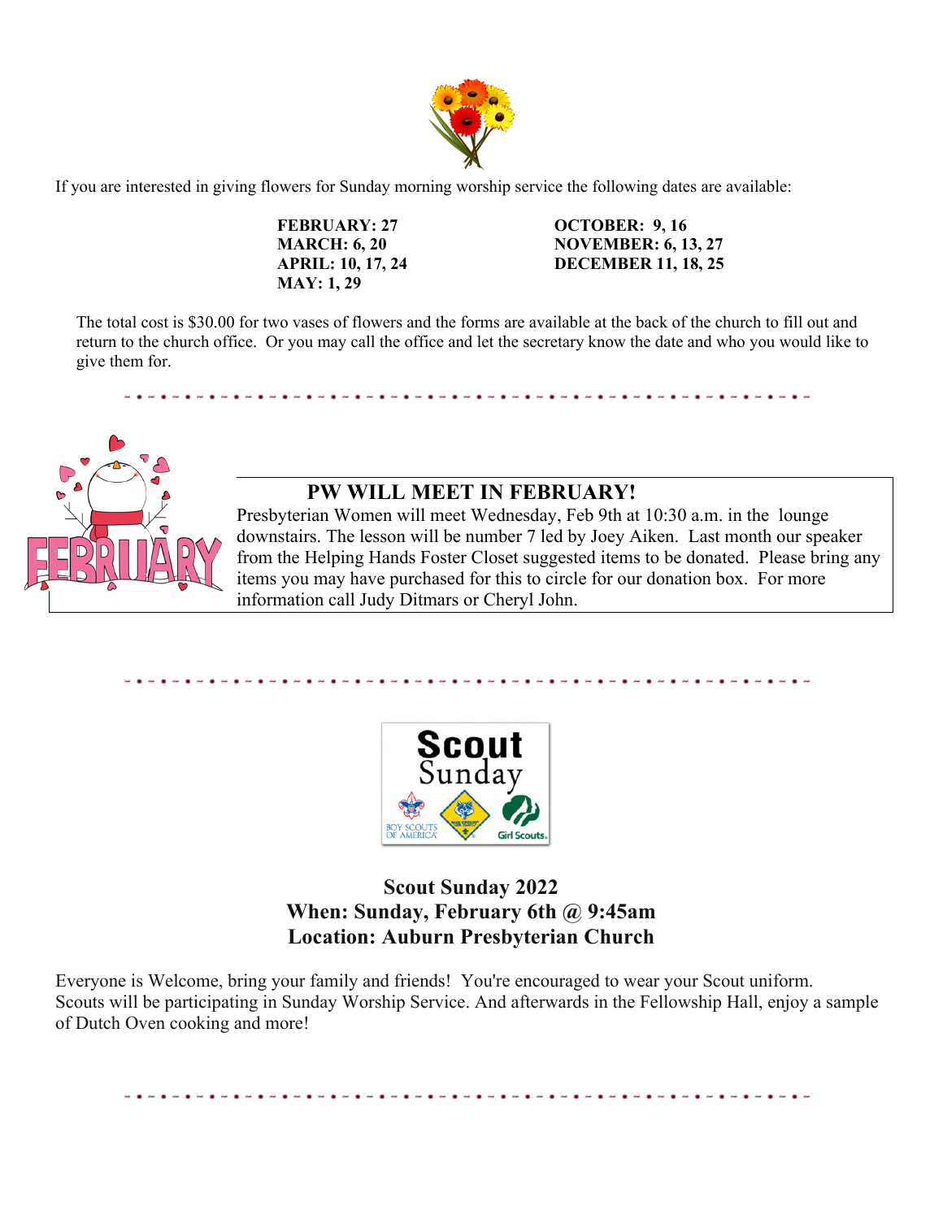If you are interested in giving flowers for Sunday morning worship service the following dates are available:

**FEBRUARY: 27**
**MARCH: 6, 20**
**APRIL: 10, 17, 24**
**MAY: 1, 29**
**OCTOBER: 9, 16**
**NOVEMBER: 6, 13, 27**
**DECEMBER 11, 18, 25**

The total cost is $30.00 for two vases of flowers and the forms are available at the back of the church to fill out and return to the church office. Or you may call the office and let the secretary know the date and who you would like to give them for.

## PW WILL MEET IN FEBRUARY!

Presbyterian Women will meet Wednesday, Feb 9th at 10:30 a.m. in the lounge downstairs. The lesson will be number 7 led by Joey Aiken. Last month our speaker from the Helping Hands Foster Closet suggested items to be donated. Please bring any items you may have purchased for this to circle for our donation box. For more information call Judy Ditmars or Cheryl John.

**Scout Sunday 2022**
**When: Sunday, February 6th @ 9:45am**
**Location: Auburn Presbyterian Church**

Everyone is Welcome, bring your family and friends! You're encouraged to wear your Scout uniform. Scouts will be participating in Sunday Worship Service. And afterwards in the Fellowship Hall, enjoy a sample of Dutch Oven cooking and more!